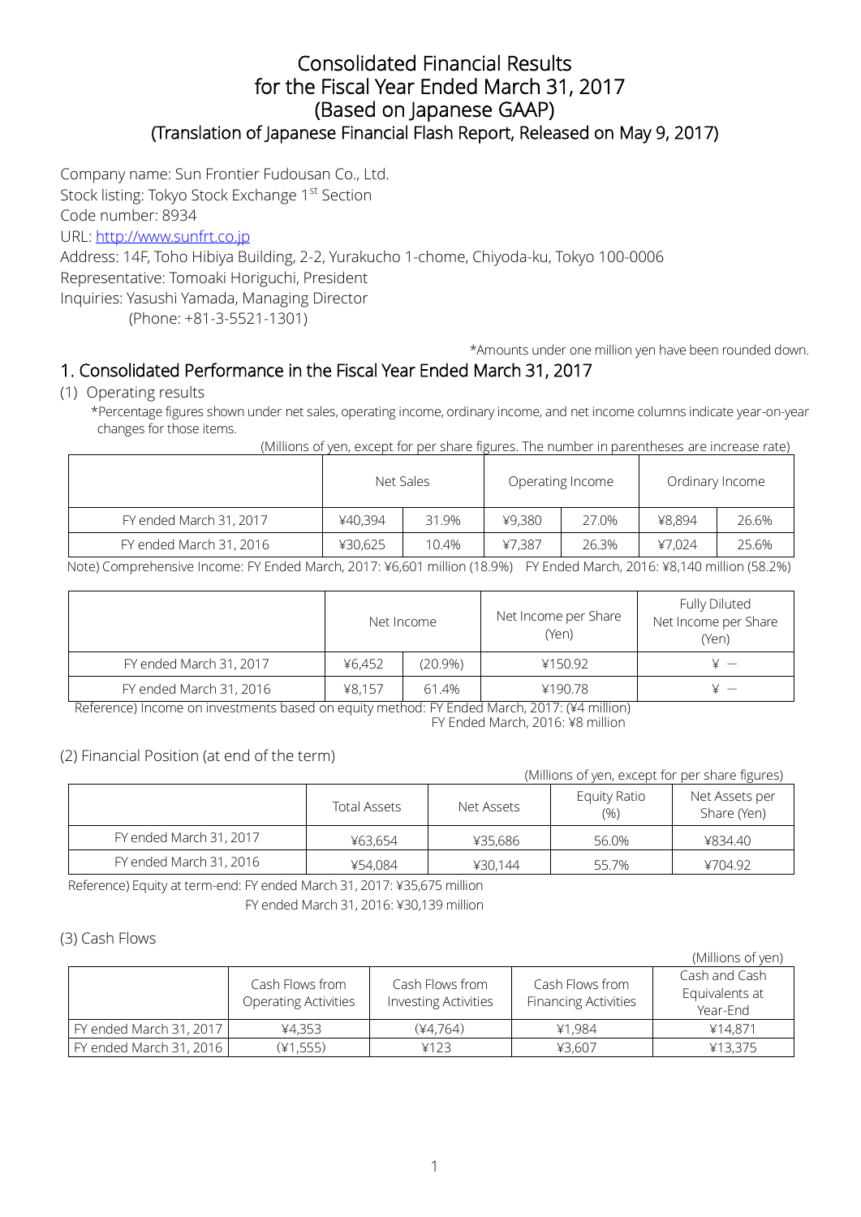# Consolidated Financial Results for the Fiscal Year Ended March 31, 2017 (Based on Japanese GAAP)

## (Translation of Japanese Financial Flash Report, Released on May 9, 2017)

Company name: Sun Frontier Fudousan Co., Ltd.
Stock listing: Tokyo Stock Exchange 1st Section
Code number: 8934
URL: http://www.sunfrt.co.jp
Address: 14F, Toho Hibiya Building, 2-2, Yurakucho 1-chome, Chiyoda-ku, Tokyo 100-0006
Representative: Tomoaki Horiguchi, President
Inquiries: Yasushi Yamada, Managing Director
(Phone: +81-3-5521-1301)

*Amounts under one million yen have been rounded down.

## 1. Consolidated Performance in the Fiscal Year Ended March 31, 2017

(1) Operating results

*Percentage figures shown under net sales, operating income, ordinary income, and net income columns indicate year-on-year changes for those items.

(Millions of yen, except for per share figures. The number in parentheses are increase rate)

| | Net Sales | | Operating Income | | Ordinary Income | |
|---|---|---|---|---|---|---|
| FY ended March 31, 2017 | ¥40,394 | 31.9% | ¥9,380 | 27.0% | ¥8,894 | 26.6% |
| FY ended March 31, 2016 | ¥30,625 | 10.4% | ¥7,387 | 26.3% | ¥7,024 | 25.6% |

Note) Comprehensive Income: FY Ended March, 2017: ¥6,601 million (18.9%) FY Ended March, 2016: ¥8,140 million (58.2%)

| | Net Income | | Net Income per Share (Yen) | Fully Diluted Net Income per Share (Yen) |
|---|---|---|---|---|
| FY ended March 31, 2017 | ¥6,452 | (20.9%) | ¥150.92 | ¥ — |
| FY ended March 31, 2016 | ¥8,157 | 61.4% | ¥190.78 | ¥ — |

Reference) Income on investments based on equity method: FY Ended March, 2017: (¥4 million)
FY Ended March, 2016: ¥8 million

(2) Financial Position (at end of the term)

(Millions of yen, except for per share figures)

| | Total Assets | Net Assets | Equity Ratio (%) | Net Assets per Share (Yen) |
|---|---|---|---|---|
| FY ended March 31, 2017 | ¥63,654 | ¥35,686 | 56.0% | ¥834.40 |
| FY ended March 31, 2016 | ¥54,084 | ¥30,144 | 55.7% | ¥704.92 |

Reference) Equity at term-end: FY ended March 31, 2017: ¥35,675 million
FY ended March 31, 2016: ¥30,139 million

(3) Cash Flows

(Millions of yen)

| | Cash Flows from Operating Activities | Cash Flows from Investing Activities | Cash Flows from Financing Activities | Cash and Cash Equivalents at Year-End |
|---|---|---|---|---|
| FY ended March 31, 2017 | ¥4,353 | (¥4,764) | ¥1,984 | ¥14,871 |
| FY ended March 31, 2016 | (¥1,555) | ¥123 | ¥3,607 | ¥13,375 |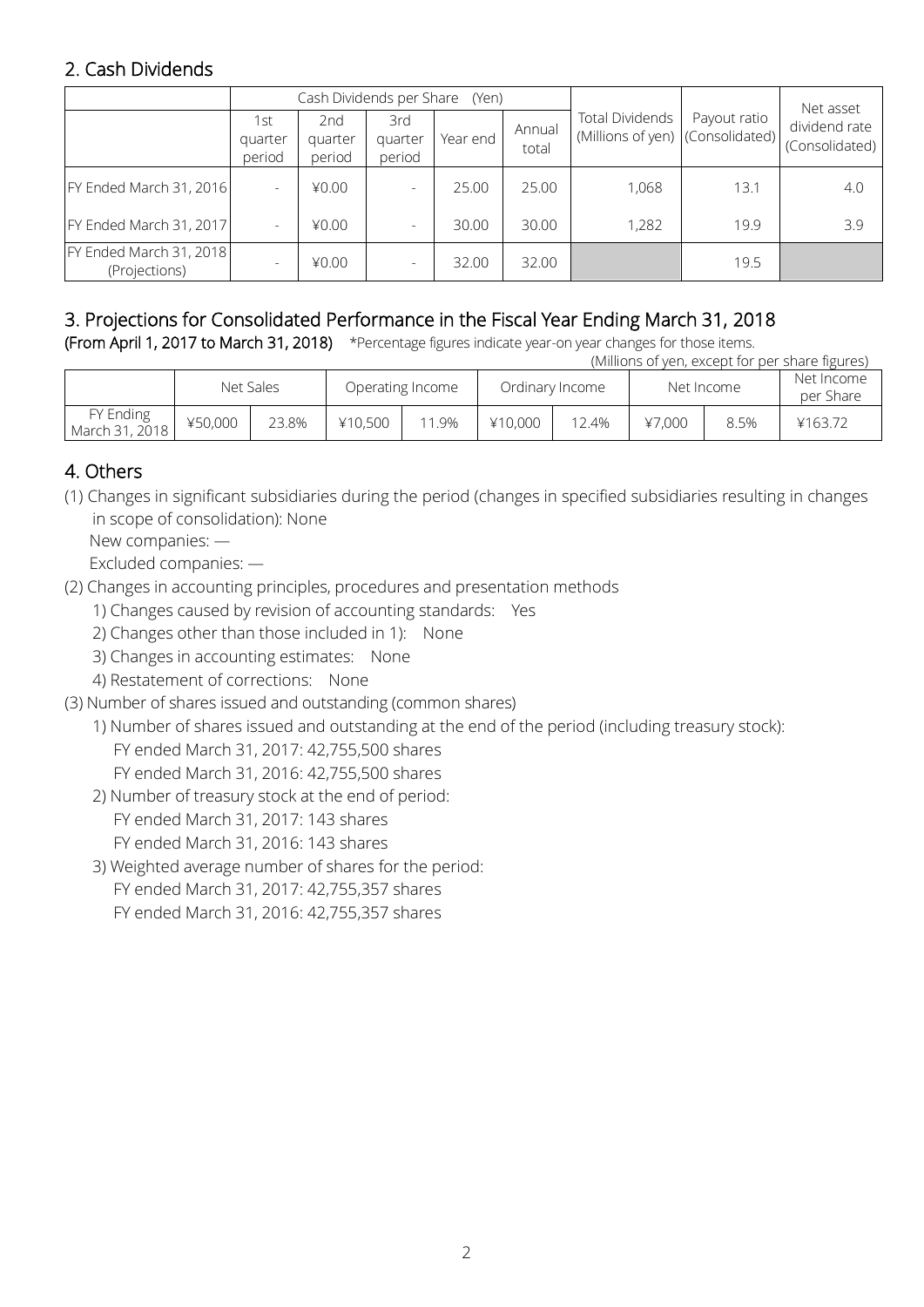## 2. Cash Dividends

| | Cash Dividends per Share (Yen) | | | | | Total Dividends (Millions of yen) | Payout ratio (Consolidated) | Net asset dividend rate (Consolidated) |
|---|---|---|---|---|---|---|---|---|
| | 1st quarter period | 2nd quarter period | 3rd quarter period | Year end | Annual total | | | |
| FY Ended March 31, 2016 | - | ¥0.00 | - | 25.00 | 25.00 | 1,068 | 13.1 | 4.0 |
| FY Ended March 31, 2017 | - | ¥0.00 | - | 30.00 | 30.00 | 1,282 | 19.9 | 3.9 |
| FY Ended March 31, 2018 (Projections) | - | ¥0.00 | - | 32.00 | 32.00 | | 19.5 | |

## 3. Projections for Consolidated Performance in the Fiscal Year Ending March 31, 2018

**(From April 1, 2017 to March 31, 2018)** \*Percentage figures indicate year-on year changes for those items.

(Millions of yen, except for per share figures)

| | Net Sales | | Operating Income | | Ordinary Income | | Net Income | | Net Income per Share |
|---|---|---|---|---|---|---|---|---|---|
| FY Ending March 31, 2018 | ¥50,000 | 23.8% | ¥10,500 | 11.9% | ¥10,000 | 12.4% | ¥7,000 | 8.5% | ¥163.72 |

## 4. Others

(1) Changes in significant subsidiaries during the period (changes in specified subsidiaries resulting in changes in scope of consolidation): None

New companies: —

Excluded companies: —

(2) Changes in accounting principles, procedures and presentation methods

1) Changes caused by revision of accounting standards: Yes

2) Changes other than those included in 1): None

3) Changes in accounting estimates: None

4) Restatement of corrections: None

(3) Number of shares issued and outstanding (common shares)

1) Number of shares issued and outstanding at the end of the period (including treasury stock):

FY ended March 31, 2017: 42,755,500 shares

FY ended March 31, 2016: 42,755,500 shares

2) Number of treasury stock at the end of period:

FY ended March 31, 2017: 143 shares

FY ended March 31, 2016: 143 shares

3) Weighted average number of shares for the period:

FY ended March 31, 2017: 42,755,357 shares

FY ended March 31, 2016: 42,755,357 shares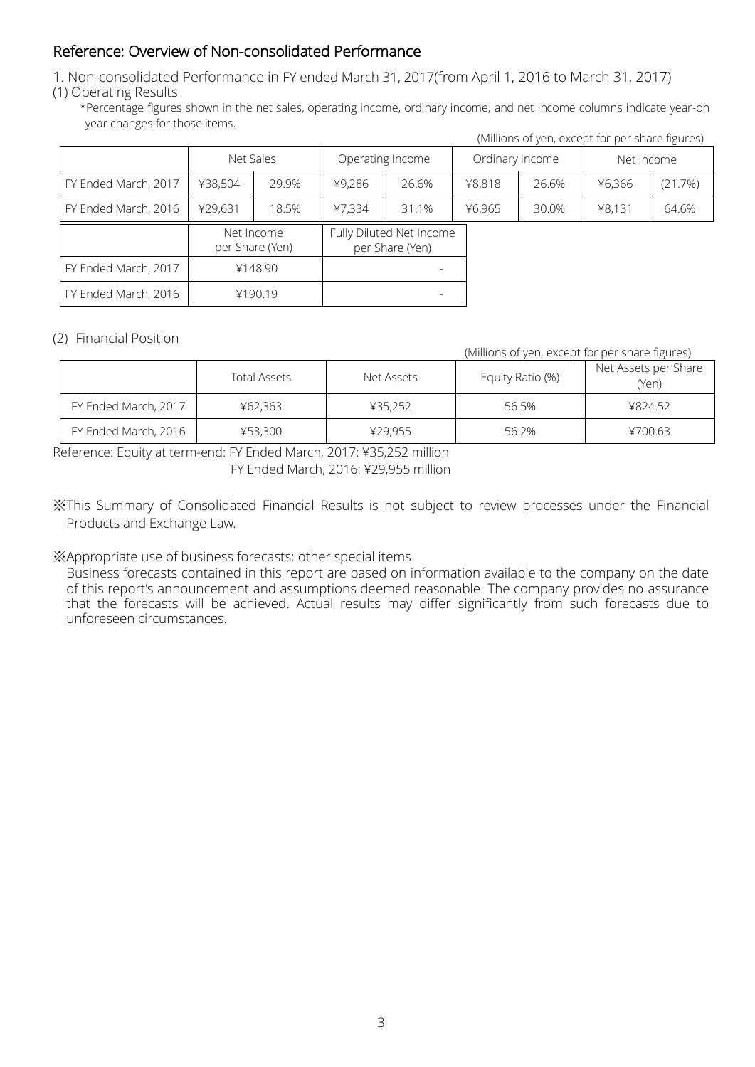## Reference: Overview of Non-consolidated Performance

1. Non-consolidated Performance in FY ended March 31, 2017(from April 1, 2016 to March 31, 2017)

(1) Operating Results

*Percentage figures shown in the net sales, operating income, ordinary income, and net income columns indicate year-on year changes for those items.

(Millions of yen, except for per share figures)

| | Net Sales | | Operating Income | | Ordinary Income | | Net Income | |
|---|---|---|---|---|---|---|---|---|
| FY Ended March, 2017 | ¥38,504 | 29.9% | ¥9,286 | 26.6% | ¥8,818 | 26.6% | ¥6,366 | (21.7%) |
| FY Ended March, 2016 | ¥29,631 | 18.5% | ¥7,334 | 31.1% | ¥6,965 | 30.0% | ¥8,131 | 64.6% |

| | Net Income per Share (Yen) | Fully Diluted Net Income per Share (Yen) |
|---|---|---|
| FY Ended March, 2017 | ¥148.90 | - |
| FY Ended March, 2016 | ¥190.19 | - |

(2) Financial Position

(Millions of yen, except for per share figures)

| | Total Assets | Net Assets | Equity Ratio (%) | Net Assets per Share (Yen) |
|---|---|---|---|---|
| FY Ended March, 2017 | ¥62,363 | ¥35,252 | 56.5% | ¥824.52 |
| FY Ended March, 2016 | ¥53,300 | ¥29,955 | 56.2% | ¥700.63 |

Reference: Equity at term-end: FY Ended March, 2017: ¥35,252 million
FY Ended March, 2016: ¥29,955 million

※This Summary of Consolidated Financial Results is not subject to review processes under the Financial Products and Exchange Law.

※Appropriate use of business forecasts; other special items

Business forecasts contained in this report are based on information available to the company on the date of this report's announcement and assumptions deemed reasonable. The company provides no assurance that the forecasts will be achieved. Actual results may differ significantly from such forecasts due to unforeseen circumstances.